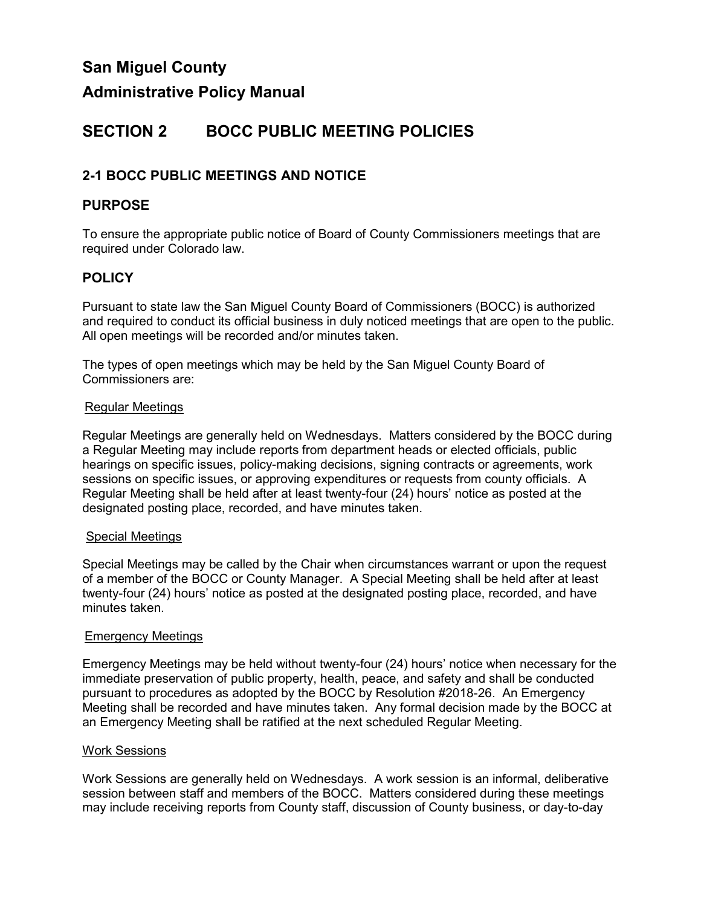# San Miguel County

# Administrative Policy Manual

## SECTION 2 BOCC PUBLIC MEETING POLICIES

### 2-1 BOCC PUBLIC MEETINGS AND NOTICE

### PURPOSE

To ensure the appropriate public notice of Board of County Commissioners meetings that are required under Colorado law.

### POLICY

Pursuant to state law the San Miguel County Board of Commissioners (BOCC) is authorized and required to conduct its official business in duly noticed meetings that are open to the public. All open meetings will be recorded and/or minutes taken.

The types of open meetings which may be held by the San Miguel County Board of Commissioners are:

Regular Meetings

Regular Meetings are generally held on Wednesdays. Matters considered by the BOCC during a Regular Meeting may include reports from department heads or elected officials, public hearings on specific issues, policy-making decisions, signing contracts or agreements, work sessions on specific issues, or approving expenditures or requests from county officials. A Regular Meeting shall be held after at least twenty-four (24) hours' notice as posted at the designated posting place, recorded, and have minutes taken.

Special Meetings

Special Meetings may be called by the Chair when circumstances warrant or upon the request of a member of the BOCC or County Manager. A Special Meeting shall be held after at least twenty-four (24) hours' notice as posted at the designated posting place, recorded, and have minutes taken.

Emergency Meetings

Emergency Meetings may be held without twenty-four (24) hours' notice when necessary for the immediate preservation of public property, health, peace, and safety and shall be conducted pursuant to procedures as adopted by the BOCC by Resolution #2018-26. An Emergency Meeting shall be recorded and have minutes taken. Any formal decision made by the BOCC at an Emergency Meeting shall be ratified at the next scheduled Regular Meeting.

Work Sessions

Work Sessions are generally held on Wednesdays. A work session is an informal, deliberative session between staff and members of the BOCC. Matters considered during these meetings may include receiving reports from County staff, discussion of County business, or day-to-day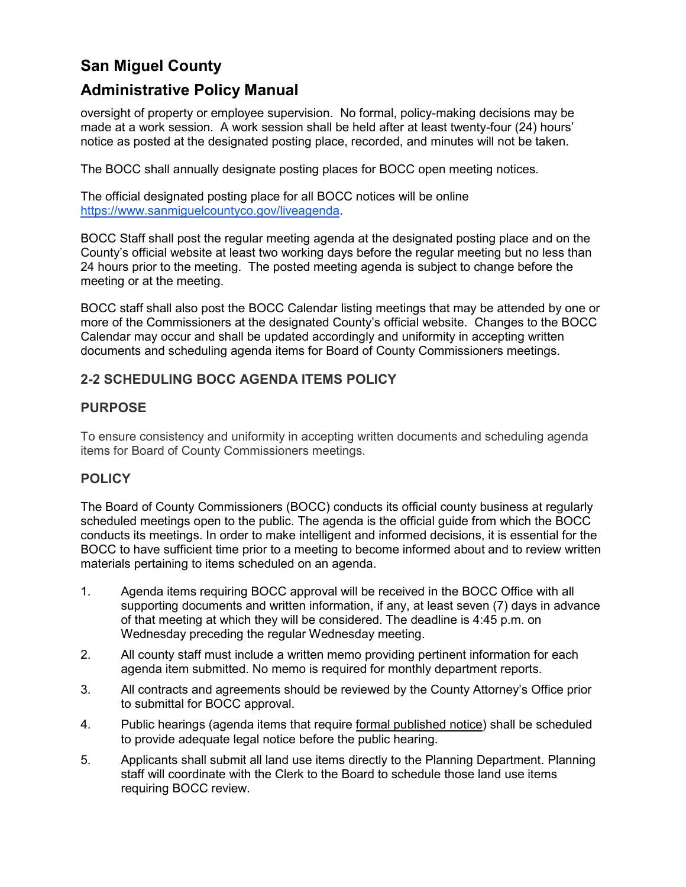oversight of property or employee supervision. No formal, policy-making decisions may be made at a work session. A work session shall be held after at least twenty-four (24) hours' notice as posted at the designated posting place, recorded, and minutes will not be taken.

The BOCC shall annually designate posting places for BOCC open meeting notices.

The official designated posting place for all BOCC notices will be online https://www.sanmiguelcountyco.gov/liveagenda.

BOCC Staff shall post the regular meeting agenda at the designated posting place and on the County's official website at least two working days before the regular meeting but no less than 24 hours prior to the meeting. The posted meeting agenda is subject to change before the meeting or at the meeting.

BOCC staff shall also post the BOCC Calendar listing meetings that may be attended by one or more of the Commissioners at the designated County's official website. Changes to the BOCC Calendar may occur and shall be updated accordingly and uniformity in accepting written documents and scheduling agenda items for Board of County Commissioners meetings.

### 2-2 SCHEDULING BOCC AGENDA ITEMS POLICY

### PURPOSE

To ensure consistency and uniformity in accepting written documents and scheduling agenda items for Board of County Commissioners meetings.

### POLICY

The Board of County Commissioners (BOCC) conducts its official county business at regularly scheduled meetings open to the public. The agenda is the official guide from which the BOCC conducts its meetings. In order to make intelligent and informed decisions, it is essential for the BOCC to have sufficient time prior to a meeting to become informed about and to review written materials pertaining to items scheduled on an agenda.

1. Agenda items requiring BOCC approval will be received in the BOCC Office with all supporting documents and written information, if any, at least seven (7) days in advance of that meeting at which they will be considered. The deadline is 4:45 p.m. on Wednesday preceding the regular Wednesday meeting.
2. All county staff must include a written memo providing pertinent information for each agenda item submitted. No memo is required for monthly department reports.
3. All contracts and agreements should be reviewed by the County Attorney's Office prior to submittal for BOCC approval.
4. Public hearings (agenda items that require formal published notice) shall be scheduled to provide adequate legal notice before the public hearing.
5. Applicants shall submit all land use items directly to the Planning Department. Planning staff will coordinate with the Clerk to the Board to schedule those land use items requiring BOCC review.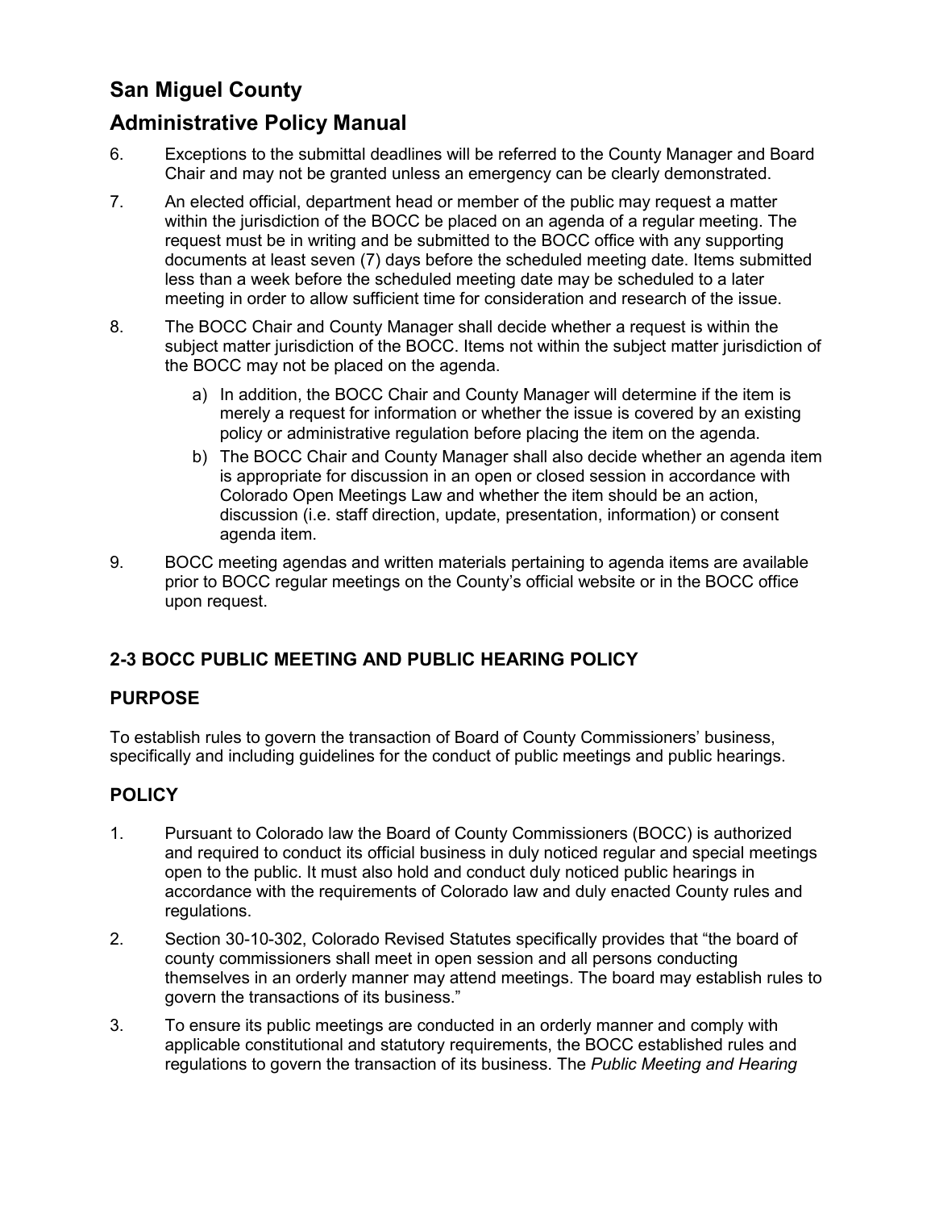6. Exceptions to the submittal deadlines will be referred to the County Manager and Board Chair and may not be granted unless an emergency can be clearly demonstrated.

7. An elected official, department head or member of the public may request a matter within the jurisdiction of the BOCC be placed on an agenda of a regular meeting. The request must be in writing and be submitted to the BOCC office with any supporting documents at least seven (7) days before the scheduled meeting date. Items submitted less than a week before the scheduled meeting date may be scheduled to a later meeting in order to allow sufficient time for consideration and research of the issue.

8. The BOCC Chair and County Manager shall decide whether a request is within the subject matter jurisdiction of the BOCC. Items not within the subject matter jurisdiction of the BOCC may not be placed on the agenda.

   a) In addition, the BOCC Chair and County Manager will determine if the item is merely a request for information or whether the issue is covered by an existing policy or administrative regulation before placing the item on the agenda.

   b) The BOCC Chair and County Manager shall also decide whether an agenda item is appropriate for discussion in an open or closed session in accordance with Colorado Open Meetings Law and whether the item should be an action, discussion (i.e. staff direction, update, presentation, information) or consent agenda item.

9. BOCC meeting agendas and written materials pertaining to agenda items are available prior to BOCC regular meetings on the County's official website or in the BOCC office upon request.

## 2-3 BOCC PUBLIC MEETING AND PUBLIC HEARING POLICY

### PURPOSE

To establish rules to govern the transaction of Board of County Commissioners' business, specifically and including guidelines for the conduct of public meetings and public hearings.

### POLICY

1. Pursuant to Colorado law the Board of County Commissioners (BOCC) is authorized and required to conduct its official business in duly noticed regular and special meetings open to the public. It must also hold and conduct duly noticed public hearings in accordance with the requirements of Colorado law and duly enacted County rules and regulations.

2. Section 30-10-302, Colorado Revised Statutes specifically provides that "the board of county commissioners shall meet in open session and all persons conducting themselves in an orderly manner may attend meetings. The board may establish rules to govern the transactions of its business."

3. To ensure its public meetings are conducted in an orderly manner and comply with applicable constitutional and statutory requirements, the BOCC established rules and regulations to govern the transaction of its business. The *Public Meeting and Hearing*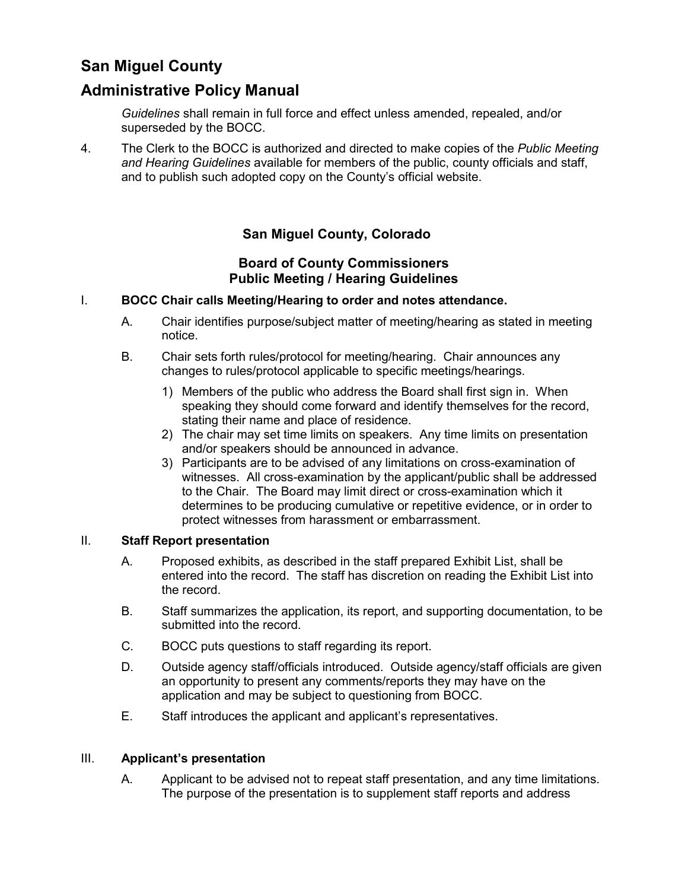*Guidelines* shall remain in full force and effect unless amended, repealed, and/or superseded by the BOCC.

4. The Clerk to the BOCC is authorized and directed to make copies of the *Public Meeting and Hearing Guidelines* available for members of the public, county officials and staff, and to publish such adopted copy on the County's official website.

## San Miguel County, Colorado

## Board of County Commissioners
## Public Meeting / Hearing Guidelines

I. **BOCC Chair calls Meeting/Hearing to order and notes attendance.**

   A. Chair identifies purpose/subject matter of meeting/hearing as stated in meeting notice.

   B. Chair sets forth rules/protocol for meeting/hearing. Chair announces any changes to rules/protocol applicable to specific meetings/hearings.

      1) Members of the public who address the Board shall first sign in. When speaking they should come forward and identify themselves for the record, stating their name and place of residence.
      2) The chair may set time limits on speakers. Any time limits on presentation and/or speakers should be announced in advance.
      3) Participants are to be advised of any limitations on cross-examination of witnesses. All cross-examination by the applicant/public shall be addressed to the Chair. The Board may limit direct or cross-examination which it determines to be producing cumulative or repetitive evidence, or in order to protect witnesses from harassment or embarrassment.

II. **Staff Report presentation**

   A. Proposed exhibits, as described in the staff prepared Exhibit List, shall be entered into the record. The staff has discretion on reading the Exhibit List into the record.

   B. Staff summarizes the application, its report, and supporting documentation, to be submitted into the record.

   C. BOCC puts questions to staff regarding its report.

   D. Outside agency staff/officials introduced. Outside agency/staff officials are given an opportunity to present any comments/reports they may have on the application and may be subject to questioning from BOCC.

   E. Staff introduces the applicant and applicant's representatives.

III. **Applicant's presentation**

   A. Applicant to be advised not to repeat staff presentation, and any time limitations. The purpose of the presentation is to supplement staff reports and address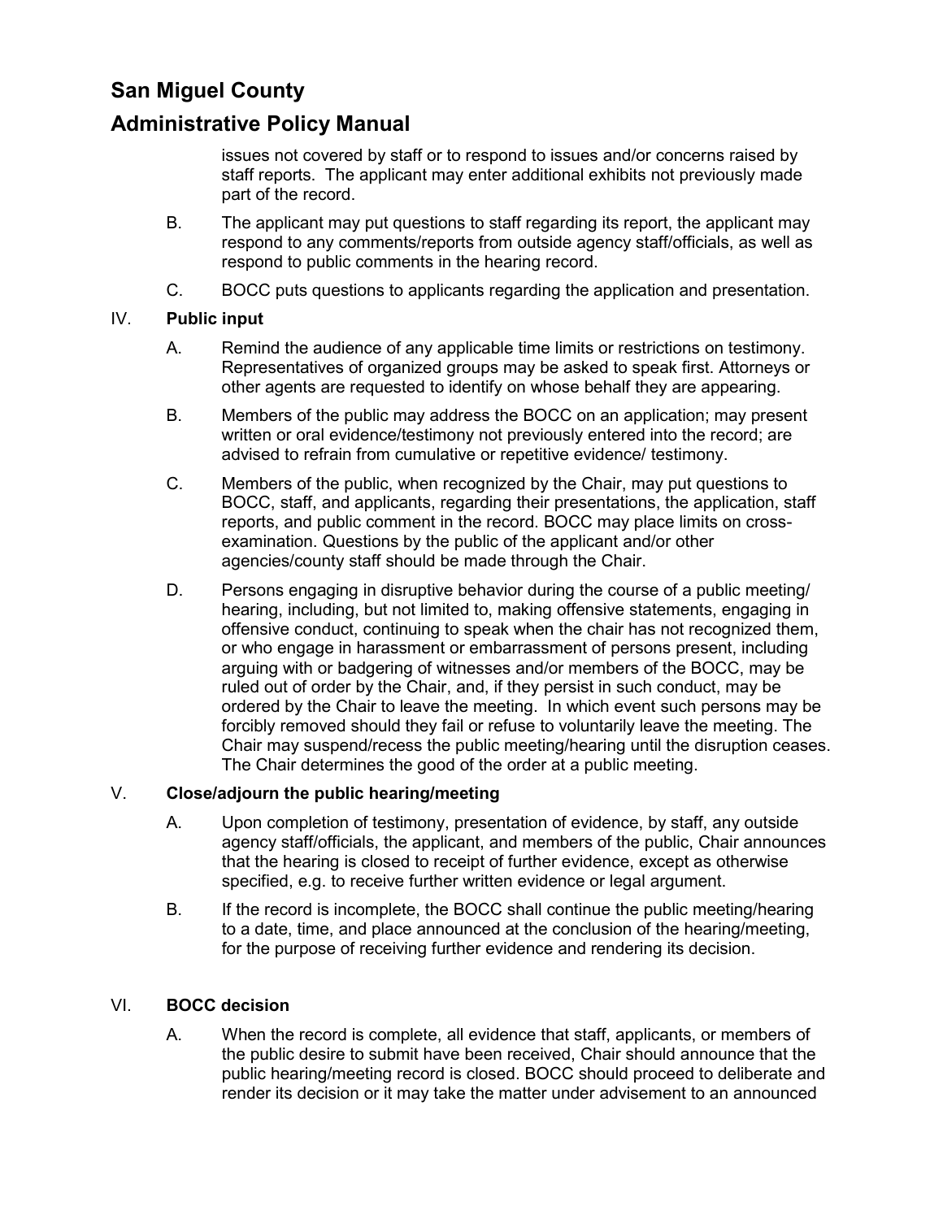issues not covered by staff or to respond to issues and/or concerns raised by staff reports. The applicant may enter additional exhibits not previously made part of the record.

B. The applicant may put questions to staff regarding its report, the applicant may respond to any comments/reports from outside agency staff/officials, as well as respond to public comments in the hearing record.

C. BOCC puts questions to applicants regarding the application and presentation.

IV. **Public input**

A. Remind the audience of any applicable time limits or restrictions on testimony. Representatives of organized groups may be asked to speak first. Attorneys or other agents are requested to identify on whose behalf they are appearing.

B. Members of the public may address the BOCC on an application; may present written or oral evidence/testimony not previously entered into the record; are advised to refrain from cumulative or repetitive evidence/ testimony.

C. Members of the public, when recognized by the Chair, may put questions to BOCC, staff, and applicants, regarding their presentations, the application, staff reports, and public comment in the record. BOCC may place limits on cross-examination. Questions by the public of the applicant and/or other agencies/county staff should be made through the Chair.

D. Persons engaging in disruptive behavior during the course of a public meeting/ hearing, including, but not limited to, making offensive statements, engaging in offensive conduct, continuing to speak when the chair has not recognized them, or who engage in harassment or embarrassment of persons present, including arguing with or badgering of witnesses and/or members of the BOCC, may be ruled out of order by the Chair, and, if they persist in such conduct, may be ordered by the Chair to leave the meeting. In which event such persons may be forcibly removed should they fail or refuse to voluntarily leave the meeting. The Chair may suspend/recess the public meeting/hearing until the disruption ceases. The Chair determines the good of the order at a public meeting.

V. **Close/adjourn the public hearing/meeting**

A. Upon completion of testimony, presentation of evidence, by staff, any outside agency staff/officials, the applicant, and members of the public, Chair announces that the hearing is closed to receipt of further evidence, except as otherwise specified, e.g. to receive further written evidence or legal argument.

B. If the record is incomplete, the BOCC shall continue the public meeting/hearing to a date, time, and place announced at the conclusion of the hearing/meeting, for the purpose of receiving further evidence and rendering its decision.

VI. **BOCC decision**

A. When the record is complete, all evidence that staff, applicants, or members of the public desire to submit have been received, Chair should announce that the public hearing/meeting record is closed. BOCC should proceed to deliberate and render its decision or it may take the matter under advisement to an announced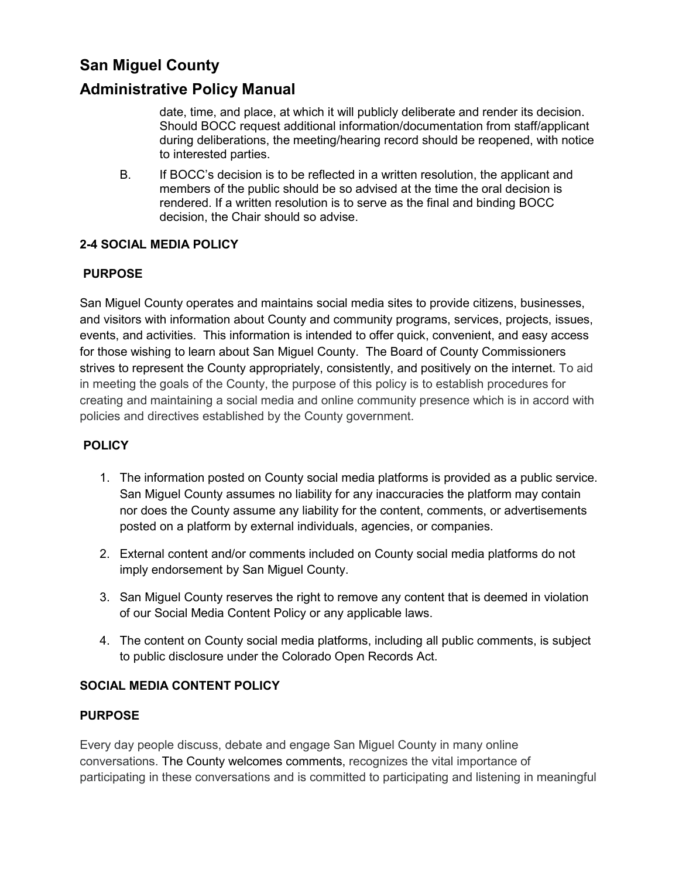date, time, and place, at which it will publicly deliberate and render its decision. Should BOCC request additional information/documentation from staff/applicant during deliberations, the meeting/hearing record should be reopened, with notice to interested parties.

B. If BOCC's decision is to be reflected in a written resolution, the applicant and members of the public should be so advised at the time the oral decision is rendered. If a written resolution is to serve as the final and binding BOCC decision, the Chair should so advise.

### 2-4 SOCIAL MEDIA POLICY

**PURPOSE**

San Miguel County operates and maintains social media sites to provide citizens, businesses, and visitors with information about County and community programs, services, projects, issues, events, and activities. This information is intended to offer quick, convenient, and easy access for those wishing to learn about San Miguel County. The Board of County Commissioners strives to represent the County appropriately, consistently, and positively on the internet. To aid in meeting the goals of the County, the purpose of this policy is to establish procedures for creating and maintaining a social media and online community presence which is in accord with policies and directives established by the County government.

**POLICY**

1. The information posted on County social media platforms is provided as a public service. San Miguel County assumes no liability for any inaccuracies the platform may contain nor does the County assume any liability for the content, comments, or advertisements posted on a platform by external individuals, agencies, or companies.

2. External content and/or comments included on County social media platforms do not imply endorsement by San Miguel County.

3. San Miguel County reserves the right to remove any content that is deemed in violation of our Social Media Content Policy or any applicable laws.

4. The content on County social media platforms, including all public comments, is subject to public disclosure under the Colorado Open Records Act.

### SOCIAL MEDIA CONTENT POLICY

**PURPOSE**

Every day people discuss, debate and engage San Miguel County in many online conversations. The County welcomes comments, recognizes the vital importance of participating in these conversations and is committed to participating and listening in meaningful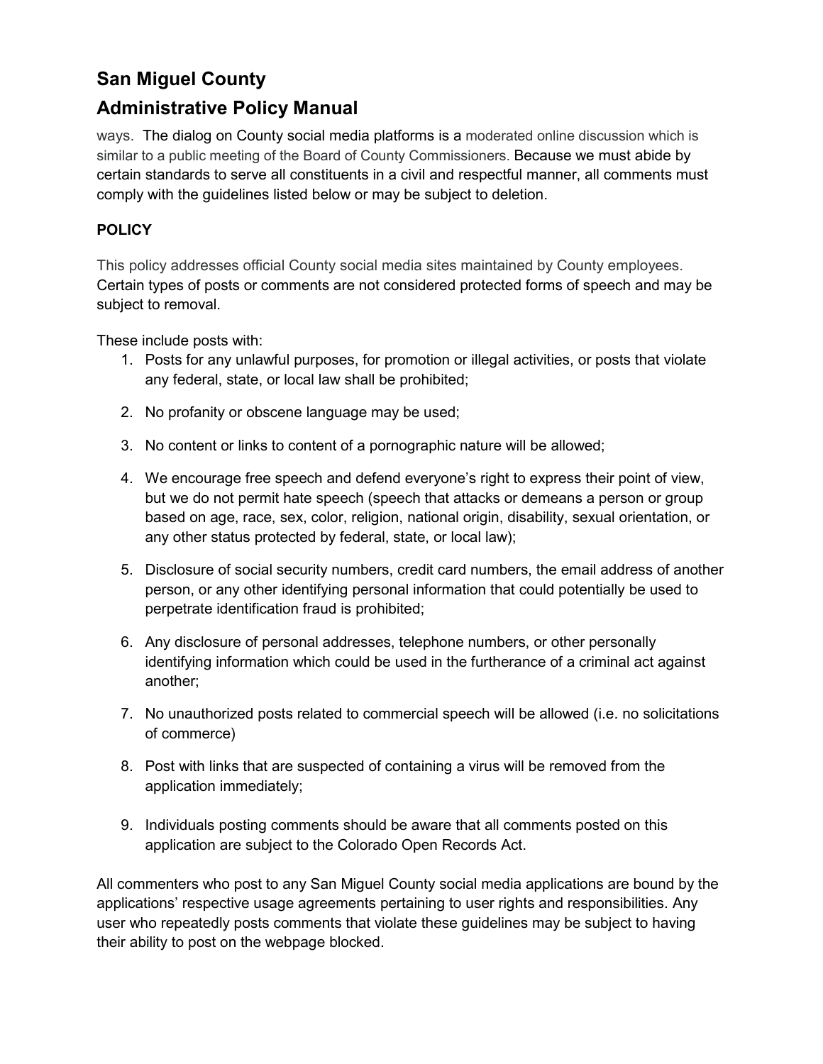ways. The dialog on County social media platforms is a moderated online discussion which is similar to a public meeting of the Board of County Commissioners. Because we must abide by certain standards to serve all constituents in a civil and respectful manner, all comments must comply with the guidelines listed below or may be subject to deletion.

**POLICY**

This policy addresses official County social media sites maintained by County employees. Certain types of posts or comments are not considered protected forms of speech and may be subject to removal.

These include posts with:

1. Posts for any unlawful purposes, for promotion or illegal activities, or posts that violate any federal, state, or local law shall be prohibited;

2. No profanity or obscene language may be used;

3. No content or links to content of a pornographic nature will be allowed;

4. We encourage free speech and defend everyone's right to express their point of view, but we do not permit hate speech (speech that attacks or demeans a person or group based on age, race, sex, color, religion, national origin, disability, sexual orientation, or any other status protected by federal, state, or local law);

5. Disclosure of social security numbers, credit card numbers, the email address of another person, or any other identifying personal information that could potentially be used to perpetrate identification fraud is prohibited;

6. Any disclosure of personal addresses, telephone numbers, or other personally identifying information which could be used in the furtherance of a criminal act against another;

7. No unauthorized posts related to commercial speech will be allowed (i.e. no solicitations of commerce)

8. Post with links that are suspected of containing a virus will be removed from the application immediately;

9. Individuals posting comments should be aware that all comments posted on this application are subject to the Colorado Open Records Act.

All commenters who post to any San Miguel County social media applications are bound by the applications' respective usage agreements pertaining to user rights and responsibilities. Any user who repeatedly posts comments that violate these guidelines may be subject to having their ability to post on the webpage blocked.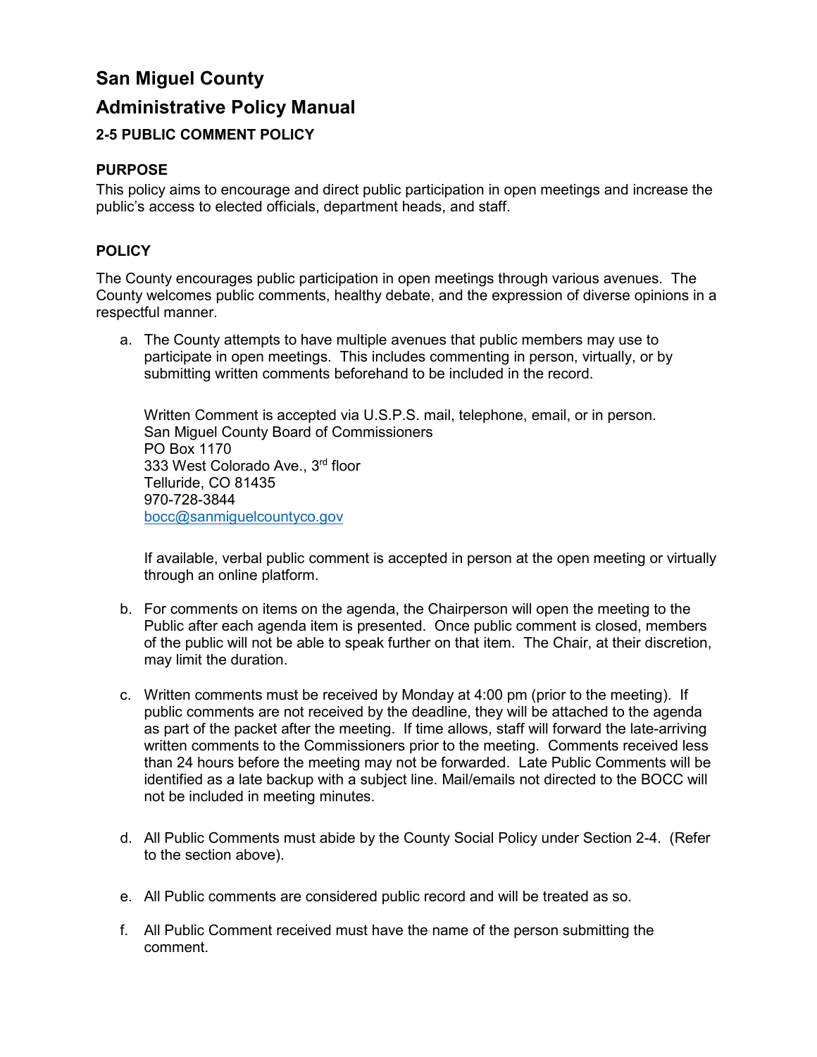# San Miguel County

# Administrative Policy Manual

### 2-5 PUBLIC COMMENT POLICY

### PURPOSE

This policy aims to encourage and direct public participation in open meetings and increase the public's access to elected officials, department heads, and staff.

### POLICY

The County encourages public participation in open meetings through various avenues. The County welcomes public comments, healthy debate, and the expression of diverse opinions in a respectful manner.

a. The County attempts to have multiple avenues that public members may use to participate in open meetings. This includes commenting in person, virtually, or by submitting written comments beforehand to be included in the record.

   Written Comment is accepted via U.S.P.S. mail, telephone, email, or in person.
   San Miguel County Board of Commissioners
   PO Box 1170
   333 West Colorado Ave., 3rd floor
   Telluride, CO 81435
   970-728-3844
   bocc@sanmiguelcountyco.gov

   If available, verbal public comment is accepted in person at the open meeting or virtually through an online platform.

b. For comments on items on the agenda, the Chairperson will open the meeting to the Public after each agenda item is presented. Once public comment is closed, members of the public will not be able to speak further on that item. The Chair, at their discretion, may limit the duration.

c. Written comments must be received by Monday at 4:00 pm (prior to the meeting). If public comments are not received by the deadline, they will be attached to the agenda as part of the packet after the meeting. If time allows, staff will forward the late-arriving written comments to the Commissioners prior to the meeting. Comments received less than 24 hours before the meeting may not be forwarded. Late Public Comments will be identified as a late backup with a subject line. Mail/emails not directed to the BOCC will not be included in meeting minutes.

d. All Public Comments must abide by the County Social Policy under Section 2-4. (Refer to the section above).

e. All Public comments are considered public record and will be treated as so.

f. All Public Comment received must have the name of the person submitting the comment.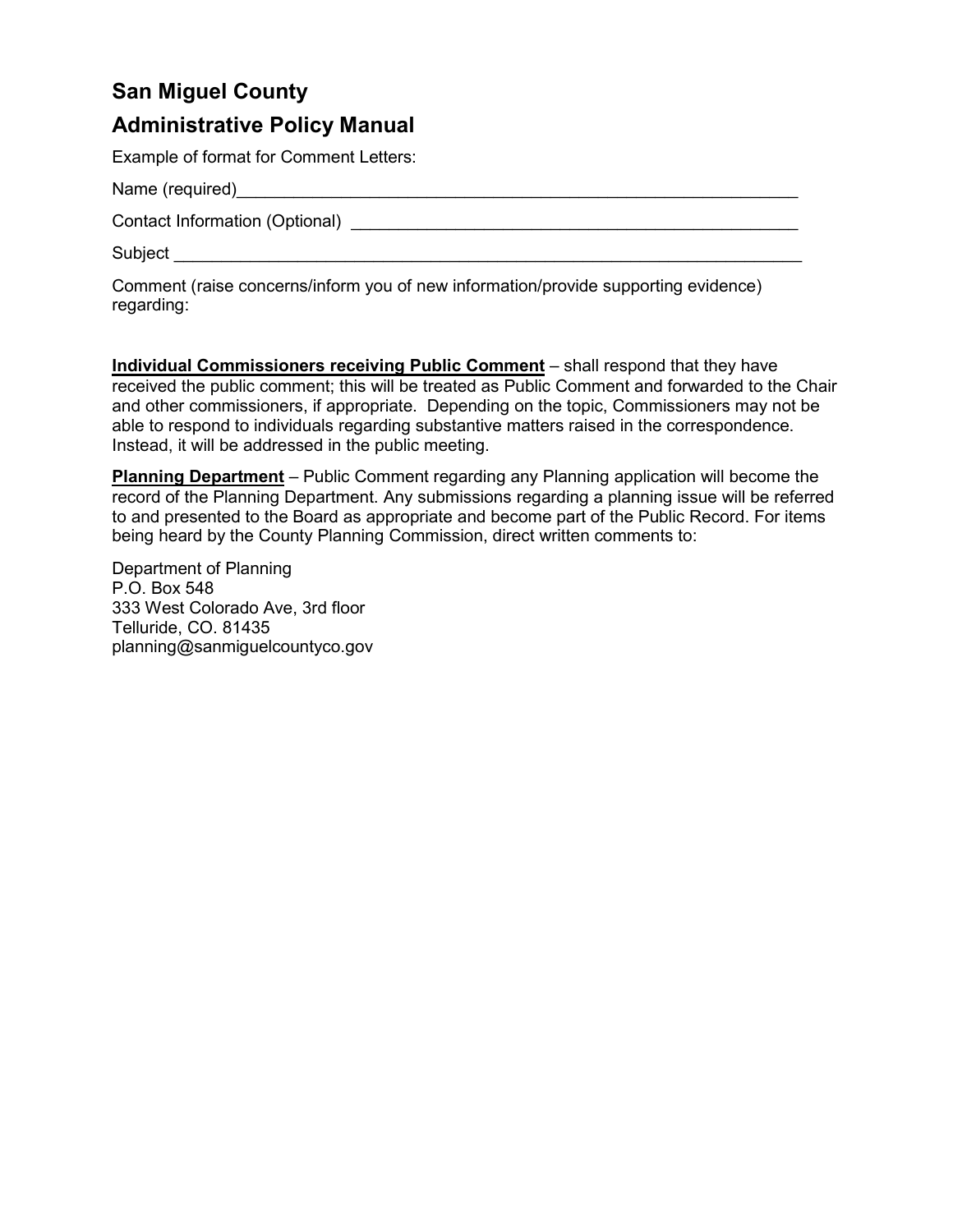## San Miguel County

## Administrative Policy Manual

Example of format for Comment Letters:

Name (required)_______________________________________________________________

Contact Information (Optional) ___________________________________________________

Subject ______________________________________________________________________

Comment (raise concerns/inform you of new information/provide supporting evidence) regarding:

**Individual Commissioners receiving Public Comment** – shall respond that they have received the public comment; this will be treated as Public Comment and forwarded to the Chair and other commissioners, if appropriate. Depending on the topic, Commissioners may not be able to respond to individuals regarding substantive matters raised in the correspondence. Instead, it will be addressed in the public meeting.

**Planning Department** – Public Comment regarding any Planning application will become the record of the Planning Department. Any submissions regarding a planning issue will be referred to and presented to the Board as appropriate and become part of the Public Record. For items being heard by the County Planning Commission, direct written comments to:

Department of Planning
P.O. Box 548
333 West Colorado Ave, 3rd floor
Telluride, CO. 81435
planning@sanmiguelcountyco.gov